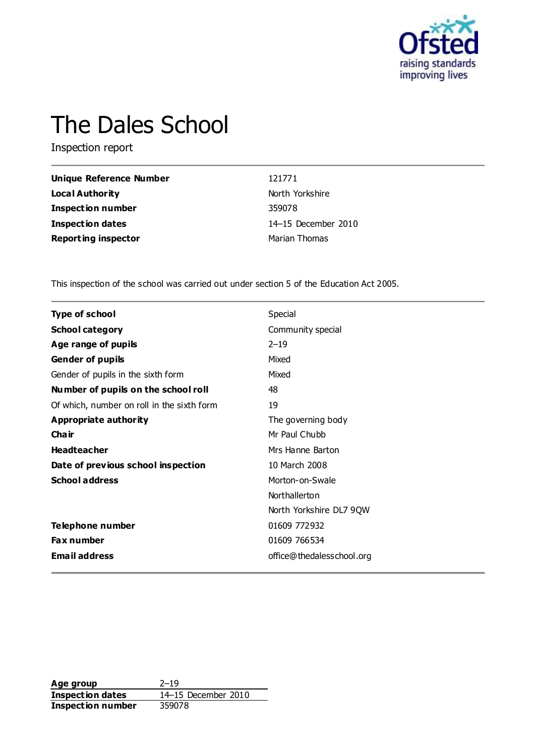# The Dales School

Inspection report

| | |
|---|---|
| **Unique Reference Number** | 121771 |
| **Local Authority** | North Yorkshire |
| **Inspection number** | 359078 |
| **Inspection dates** | 14–15 December 2010 |
| **Reporting inspector** | Marian Thomas |

This inspection of the school was carried out under section 5 of the Education Act 2005.

| | |
|---|---|
| **Type of school** | Special |
| **School category** | Community special |
| **Age range of pupils** | 2–19 |
| **Gender of pupils** | Mixed |
| Gender of pupils in the sixth form | Mixed |
| **Number of pupils on the school roll** | 48 |
| Of which, number on roll in the sixth form | 19 |
| **Appropriate authority** | The governing body |
| **Chair** | Mr Paul Chubb |
| **Headteacher** | Mrs Hanne Barton |
| **Date of previous school inspection** | 10 March 2008 |
| **School address** | Morton-on-Swale<br>Northallerton<br>North Yorkshire DL7 9QW |
| **Telephone number** | 01609 772932 |
| **Fax number** | 01609 766534 |
| **Email address** | office@thedalesschool.org |

| | |
|---|---|
| **Age group** | 2–19 |
| **Inspection dates** | 14–15 December 2010 |
| **Inspection number** | 359078 |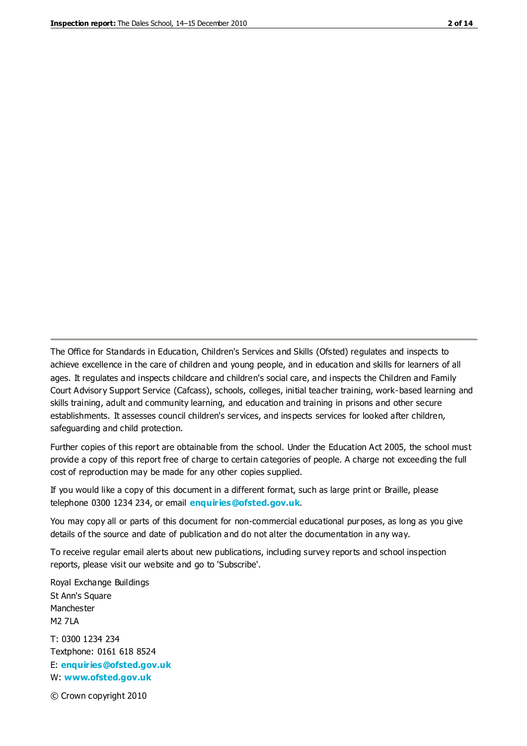The Office for Standards in Education, Children's Services and Skills (Ofsted) regulates and inspects to achieve excellence in the care of children and young people, and in education and skills for learners of all ages. It regulates and inspects childcare and children's social care, and inspects the Children and Family Court Advisory Support Service (Cafcass), schools, colleges, initial teacher training, work-based learning and skills training, adult and community learning, and education and training in prisons and other secure establishments. It assesses council children's services, and inspects services for looked after children, safeguarding and child protection.

Further copies of this report are obtainable from the school. Under the Education Act 2005, the school must provide a copy of this report free of charge to certain categories of people. A charge not exceeding the full cost of reproduction may be made for any other copies supplied.

If you would like a copy of this document in a different format, such as large print or Braille, please telephone 0300 1234 234, or email **enquiries@ofsted.gov.uk**.

You may copy all or parts of this document for non-commercial educational purposes, as long as you give details of the source and date of publication and do not alter the documentation in any way.

To receive regular email alerts about new publications, including survey reports and school inspection reports, please visit our website and go to 'Subscribe'.

Royal Exchange Buildings
St Ann's Square
Manchester
M2 7LA

T: 0300 1234 234
Textphone: 0161 618 8524
E: **enquiries@ofsted.gov.uk**
W: **www.ofsted.gov.uk**

© Crown copyright 2010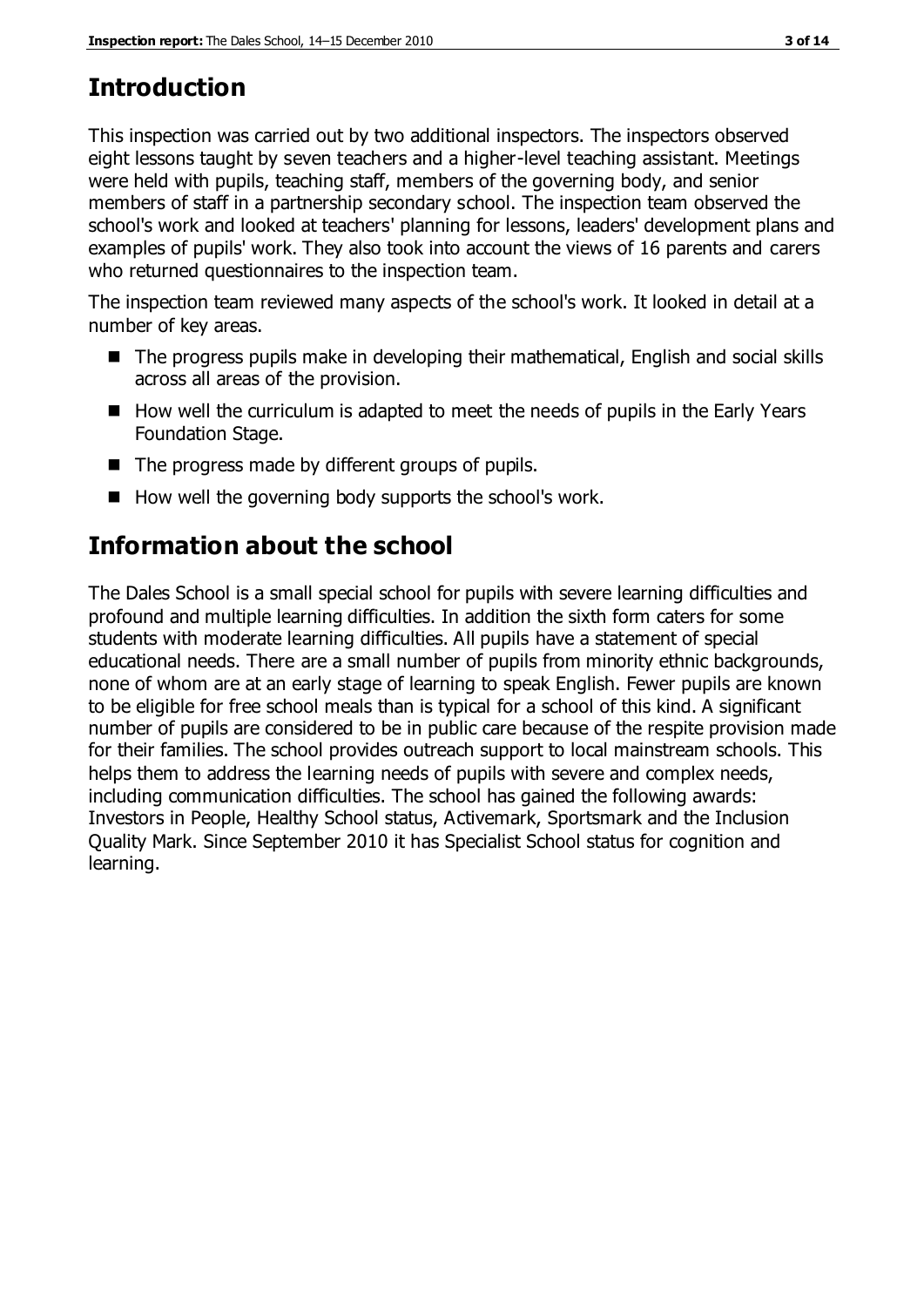## Introduction

This inspection was carried out by two additional inspectors. The inspectors observed eight lessons taught by seven teachers and a higher-level teaching assistant. Meetings were held with pupils, teaching staff, members of the governing body, and senior members of staff in a partnership secondary school. The inspection team observed the school's work and looked at teachers' planning for lessons, leaders' development plans and examples of pupils' work. They also took into account the views of 16 parents and carers who returned questionnaires to the inspection team.

The inspection team reviewed many aspects of the school's work. It looked in detail at a number of key areas.

- The progress pupils make in developing their mathematical, English and social skills across all areas of the provision.
- How well the curriculum is adapted to meet the needs of pupils in the Early Years Foundation Stage.
- The progress made by different groups of pupils.
- How well the governing body supports the school's work.

## Information about the school

The Dales School is a small special school for pupils with severe learning difficulties and profound and multiple learning difficulties. In addition the sixth form caters for some students with moderate learning difficulties. All pupils have a statement of special educational needs. There are a small number of pupils from minority ethnic backgrounds, none of whom are at an early stage of learning to speak English. Fewer pupils are known to be eligible for free school meals than is typical for a school of this kind. A significant number of pupils are considered to be in public care because of the respite provision made for their families. The school provides outreach support to local mainstream schools. This helps them to address the learning needs of pupils with severe and complex needs, including communication difficulties. The school has gained the following awards: Investors in People, Healthy School status, Activemark, Sportsmark and the Inclusion Quality Mark. Since September 2010 it has Specialist School status for cognition and learning.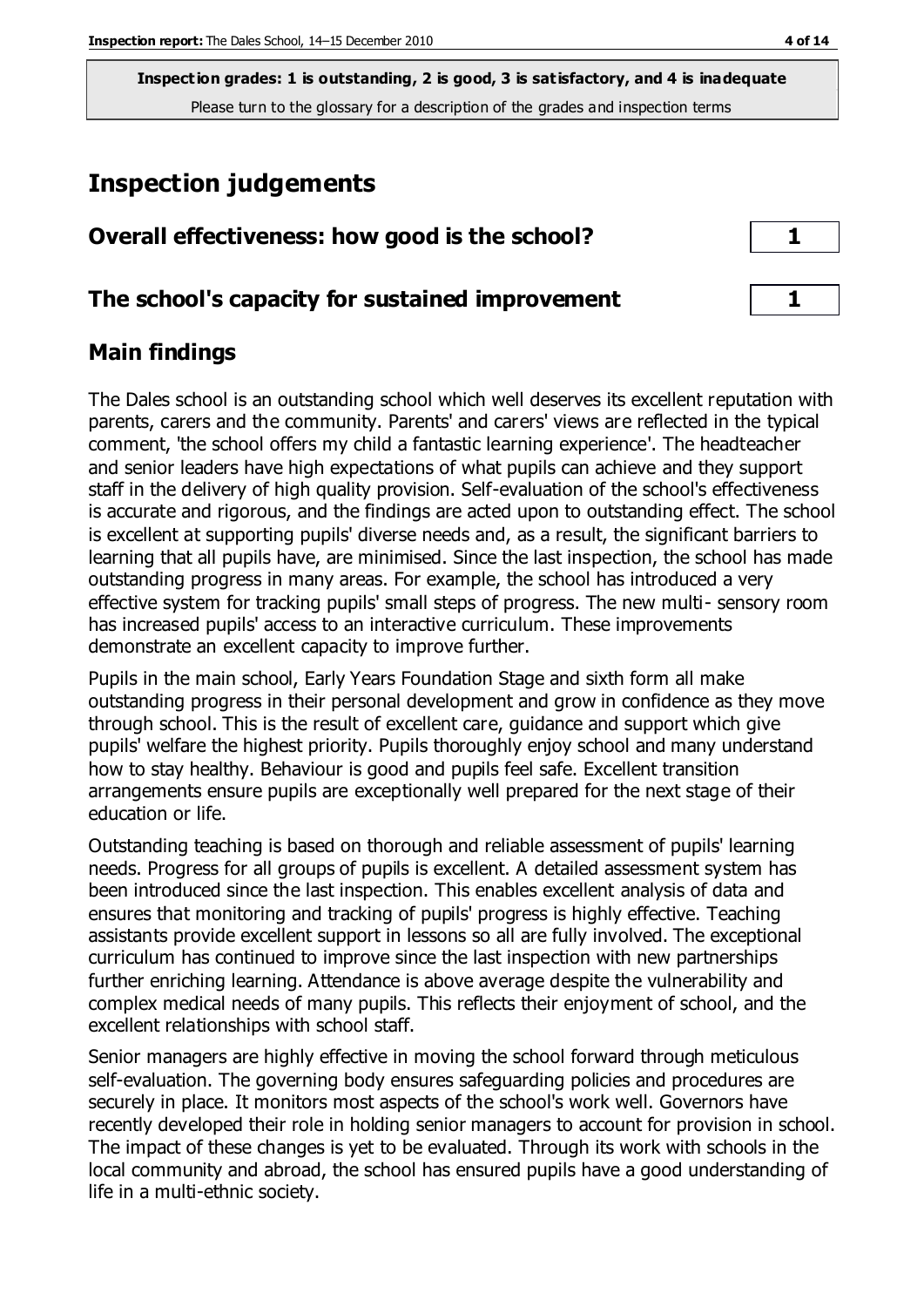**Inspection grades: 1 is outstanding, 2 is good, 3 is satisfactory, and 4 is inadequate**
Please turn to the glossary for a description of the grades and inspection terms

# Inspection judgements

| | |
|---|---|
| **Overall effectiveness: how good is the school?** | **1** |
| **The school's capacity for sustained improvement** | **1** |

## Main findings

The Dales school is an outstanding school which well deserves its excellent reputation with parents, carers and the community. Parents' and carers' views are reflected in the typical comment, 'the school offers my child a fantastic learning experience'. The headteacher and senior leaders have high expectations of what pupils can achieve and they support staff in the delivery of high quality provision. Self-evaluation of the school's effectiveness is accurate and rigorous, and the findings are acted upon to outstanding effect. The school is excellent at supporting pupils' diverse needs and, as a result, the significant barriers to learning that all pupils have, are minimised. Since the last inspection, the school has made outstanding progress in many areas. For example, the school has introduced a very effective system for tracking pupils' small steps of progress. The new multi- sensory room has increased pupils' access to an interactive curriculum. These improvements demonstrate an excellent capacity to improve further.

Pupils in the main school, Early Years Foundation Stage and sixth form all make outstanding progress in their personal development and grow in confidence as they move through school. This is the result of excellent care, guidance and support which give pupils' welfare the highest priority. Pupils thoroughly enjoy school and many understand how to stay healthy. Behaviour is good and pupils feel safe. Excellent transition arrangements ensure pupils are exceptionally well prepared for the next stage of their education or life.

Outstanding teaching is based on thorough and reliable assessment of pupils' learning needs. Progress for all groups of pupils is excellent. A detailed assessment system has been introduced since the last inspection. This enables excellent analysis of data and ensures that monitoring and tracking of pupils' progress is highly effective. Teaching assistants provide excellent support in lessons so all are fully involved. The exceptional curriculum has continued to improve since the last inspection with new partnerships further enriching learning. Attendance is above average despite the vulnerability and complex medical needs of many pupils. This reflects their enjoyment of school, and the excellent relationships with school staff.

Senior managers are highly effective in moving the school forward through meticulous self-evaluation. The governing body ensures safeguarding policies and procedures are securely in place. It monitors most aspects of the school's work well. Governors have recently developed their role in holding senior managers to account for provision in school. The impact of these changes is yet to be evaluated. Through its work with schools in the local community and abroad, the school has ensured pupils have a good understanding of life in a multi-ethnic society.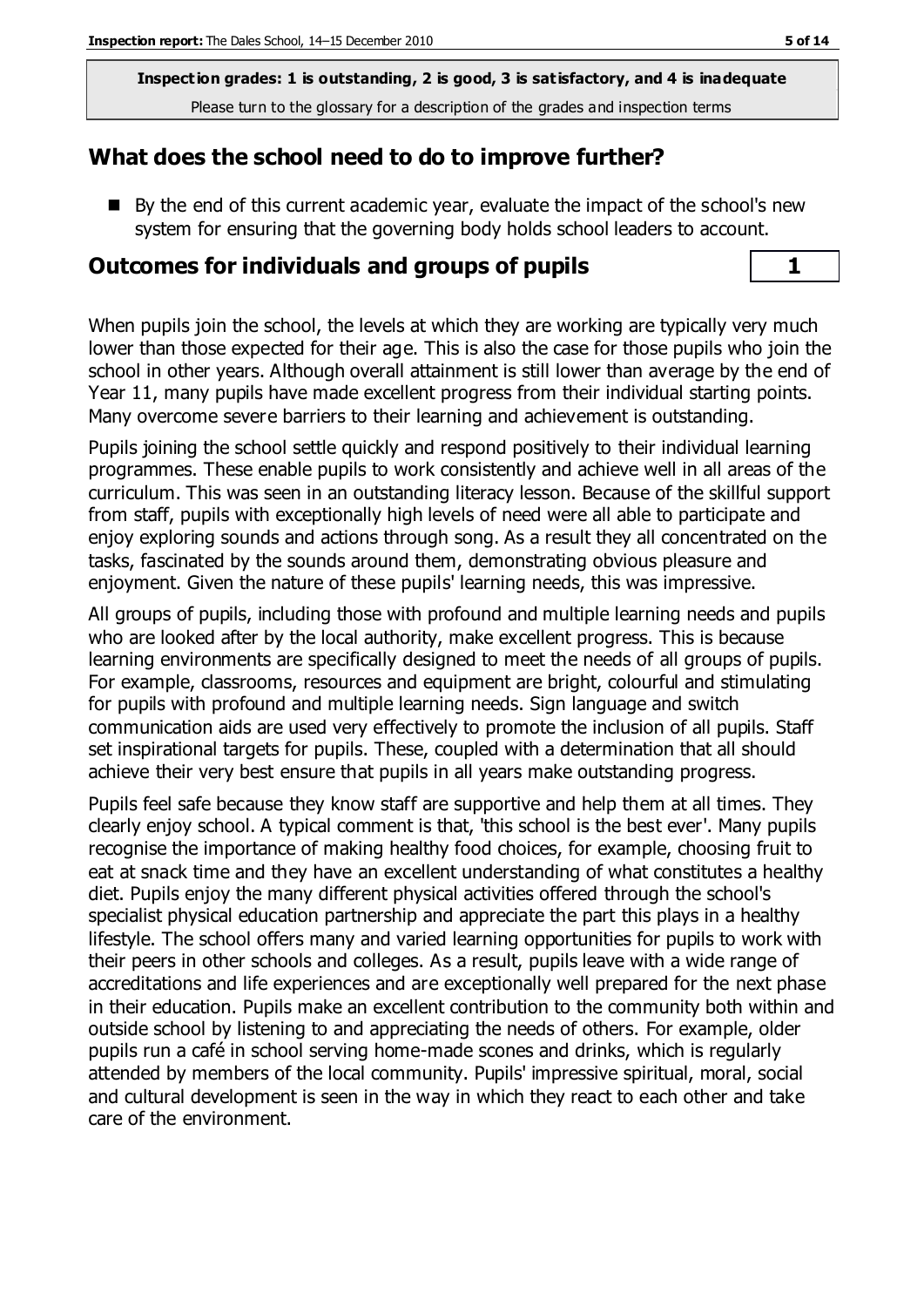Inspection grades: 1 is outstanding, 2 is good, 3 is satisfactory, and 4 is inadequate

Please turn to the glossary for a description of the grades and inspection terms

## What does the school need to do to improve further?

- By the end of this current academic year, evaluate the impact of the school's new system for ensuring that the governing body holds school leaders to account.

## Outcomes for individuals and groups of pupils | 1

When pupils join the school, the levels at which they are working are typically very much lower than those expected for their age. This is also the case for those pupils who join the school in other years. Although overall attainment is still lower than average by the end of Year 11, many pupils have made excellent progress from their individual starting points. Many overcome severe barriers to their learning and achievement is outstanding.

Pupils joining the school settle quickly and respond positively to their individual learning programmes. These enable pupils to work consistently and achieve well in all areas of the curriculum. This was seen in an outstanding literacy lesson. Because of the skillful support from staff, pupils with exceptionally high levels of need were all able to participate and enjoy exploring sounds and actions through song. As a result they all concentrated on the tasks, fascinated by the sounds around them, demonstrating obvious pleasure and enjoyment. Given the nature of these pupils' learning needs, this was impressive.

All groups of pupils, including those with profound and multiple learning needs and pupils who are looked after by the local authority, make excellent progress. This is because learning environments are specifically designed to meet the needs of all groups of pupils. For example, classrooms, resources and equipment are bright, colourful and stimulating for pupils with profound and multiple learning needs. Sign language and switch communication aids are used very effectively to promote the inclusion of all pupils. Staff set inspirational targets for pupils. These, coupled with a determination that all should achieve their very best ensure that pupils in all years make outstanding progress.

Pupils feel safe because they know staff are supportive and help them at all times. They clearly enjoy school. A typical comment is that, 'this school is the best ever'. Many pupils recognise the importance of making healthy food choices, for example, choosing fruit to eat at snack time and they have an excellent understanding of what constitutes a healthy diet. Pupils enjoy the many different physical activities offered through the school's specialist physical education partnership and appreciate the part this plays in a healthy lifestyle. The school offers many and varied learning opportunities for pupils to work with their peers in other schools and colleges. As a result, pupils leave with a wide range of accreditations and life experiences and are exceptionally well prepared for the next phase in their education. Pupils make an excellent contribution to the community both within and outside school by listening to and appreciating the needs of others. For example, older pupils run a café in school serving home-made scones and drinks, which is regularly attended by members of the local community. Pupils' impressive spiritual, moral, social and cultural development is seen in the way in which they react to each other and take care of the environment.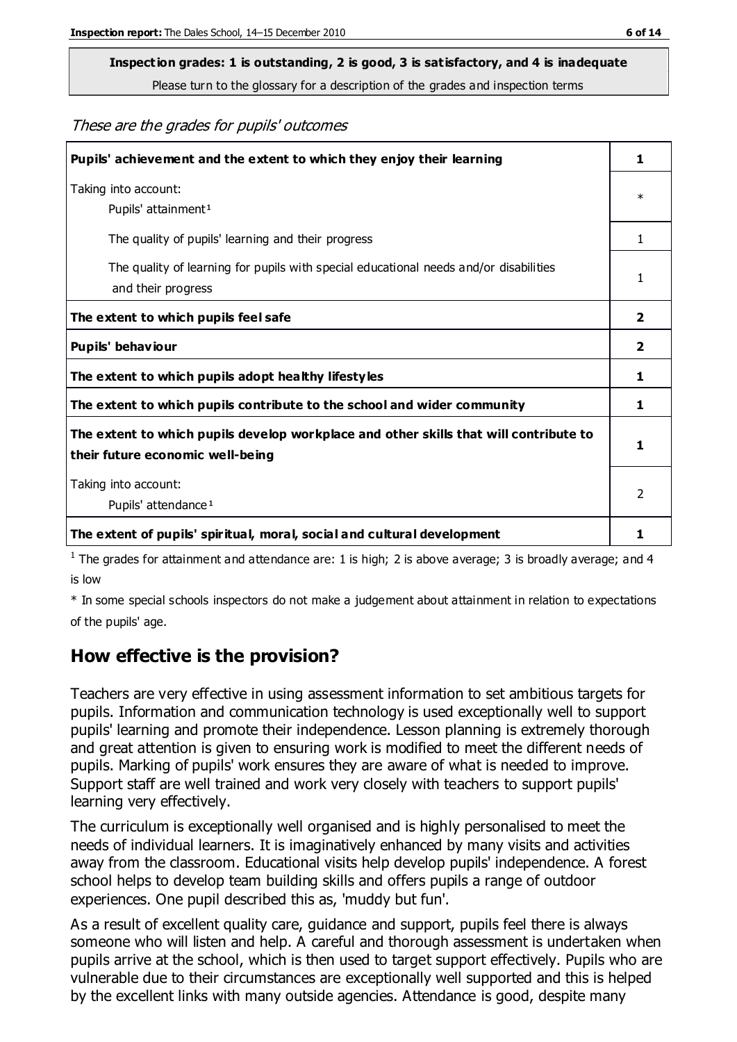**Inspection grades: 1 is outstanding, 2 is good, 3 is satisfactory, and 4 is inadequate**
Please turn to the glossary for a description of the grades and inspection terms

*These are the grades for pupils' outcomes*

| | |
|---|---|
| **Pupils' achievement and the extent to which they enjoy their learning** | **1** |
| Taking into account: Pupils' attainment[1] | * |
| The quality of pupils' learning and their progress | 1 |
| The quality of learning for pupils with special educational needs and/or disabilities and their progress | 1 |
| **The extent to which pupils feel safe** | **2** |
| **Pupils' behaviour** | **2** |
| **The extent to which pupils adopt healthy lifestyles** | **1** |
| **The extent to which pupils contribute to the school and wider community** | **1** |
| **The extent to which pupils develop workplace and other skills that will contribute to their future economic well-being** | **1** |
| Taking into account: Pupils' attendance[1] | 2 |
| **The extent of pupils' spiritual, moral, social and cultural development** | **1** |

[1] The grades for attainment and attendance are: 1 is high; 2 is above average; 3 is broadly average; and 4 is low

* In some special schools inspectors do not make a judgement about attainment in relation to expectations of the pupils' age.

## How effective is the provision?

Teachers are very effective in using assessment information to set ambitious targets for pupils. Information and communication technology is used exceptionally well to support pupils' learning and promote their independence. Lesson planning is extremely thorough and great attention is given to ensuring work is modified to meet the different needs of pupils. Marking of pupils' work ensures they are aware of what is needed to improve. Support staff are well trained and work very closely with teachers to support pupils' learning very effectively.

The curriculum is exceptionally well organised and is highly personalised to meet the needs of individual learners. It is imaginatively enhanced by many visits and activities away from the classroom. Educational visits help develop pupils' independence. A forest school helps to develop team building skills and offers pupils a range of outdoor experiences. One pupil described this as, 'muddy but fun'.

As a result of excellent quality care, guidance and support, pupils feel there is always someone who will listen and help. A careful and thorough assessment is undertaken when pupils arrive at the school, which is then used to target support effectively. Pupils who are vulnerable due to their circumstances are exceptionally well supported and this is helped by the excellent links with many outside agencies. Attendance is good, despite many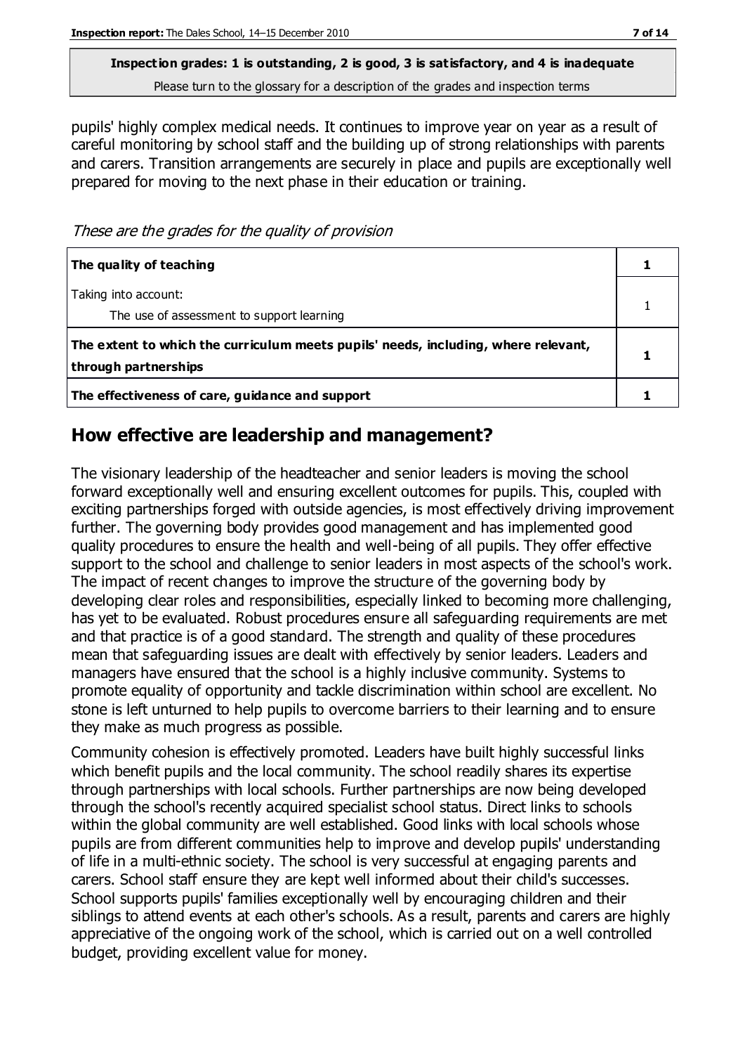**Inspection grades: 1 is outstanding, 2 is good, 3 is satisfactory, and 4 is inadequate**
Please turn to the glossary for a description of the grades and inspection terms

pupils' highly complex medical needs. It continues to improve year on year as a result of careful monitoring by school staff and the building up of strong relationships with parents and carers. Transition arrangements are securely in place and pupils are exceptionally well prepared for moving to the next phase in their education or training.

*These are the grades for the quality of provision*

| | |
|---|---|
| **The quality of teaching** | **1** |
| Taking into account: The use of assessment to support learning | 1 |
| **The extent to which the curriculum meets pupils' needs, including, where relevant, through partnerships** | **1** |
| **The effectiveness of care, guidance and support** | **1** |

## How effective are leadership and management?

The visionary leadership of the headteacher and senior leaders is moving the school forward exceptionally well and ensuring excellent outcomes for pupils. This, coupled with exciting partnerships forged with outside agencies, is most effectively driving improvement further. The governing body provides good management and has implemented good quality procedures to ensure the health and well-being of all pupils. They offer effective support to the school and challenge to senior leaders in most aspects of the school's work. The impact of recent changes to improve the structure of the governing body by developing clear roles and responsibilities, especially linked to becoming more challenging, has yet to be evaluated. Robust procedures ensure all safeguarding requirements are met and that practice is of a good standard. The strength and quality of these procedures mean that safeguarding issues are dealt with effectively by senior leaders. Leaders and managers have ensured that the school is a highly inclusive community. Systems to promote equality of opportunity and tackle discrimination within school are excellent. No stone is left unturned to help pupils to overcome barriers to their learning and to ensure they make as much progress as possible.

Community cohesion is effectively promoted. Leaders have built highly successful links which benefit pupils and the local community. The school readily shares its expertise through partnerships with local schools. Further partnerships are now being developed through the school's recently acquired specialist school status. Direct links to schools within the global community are well established. Good links with local schools whose pupils are from different communities help to improve and develop pupils' understanding of life in a multi-ethnic society. The school is very successful at engaging parents and carers. School staff ensure they are kept well informed about their child's successes. School supports pupils' families exceptionally well by encouraging children and their siblings to attend events at each other's schools. As a result, parents and carers are highly appreciative of the ongoing work of the school, which is carried out on a well controlled budget, providing excellent value for money.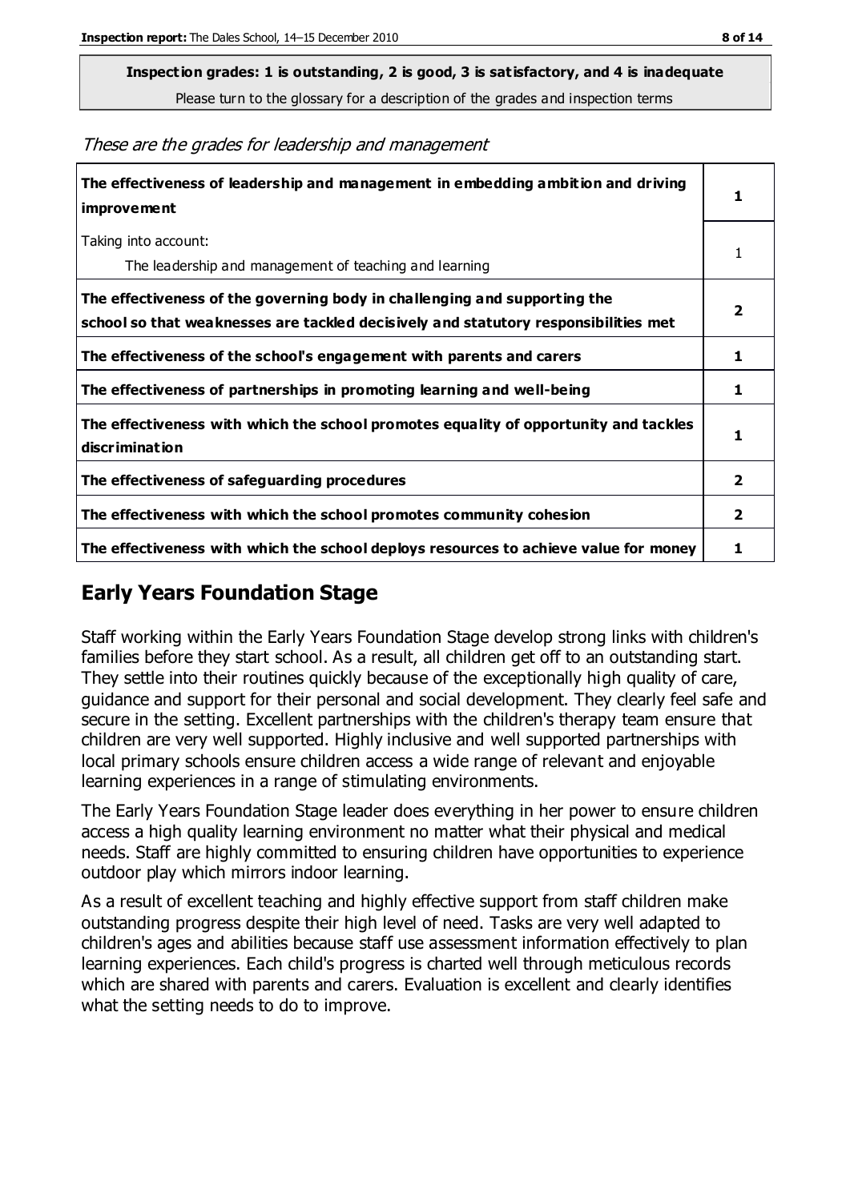**Inspection grades: 1 is outstanding, 2 is good, 3 is satisfactory, and 4 is inadequate**

Please turn to the glossary for a description of the grades and inspection terms

*These are the grades for leadership and management*

| | |
|---|---|
| **The effectiveness of leadership and management in embedding ambition and driving improvement** | **1** |
| Taking into account:<br>The leadership and management of teaching and learning | 1 |
| **The effectiveness of the governing body in challenging and supporting the school so that weaknesses are tackled decisively and statutory responsibilities met** | **2** |
| **The effectiveness of the school's engagement with parents and carers** | **1** |
| **The effectiveness of partnerships in promoting learning and well-being** | **1** |
| **The effectiveness with which the school promotes equality of opportunity and tackles discrimination** | **1** |
| **The effectiveness of safeguarding procedures** | **2** |
| **The effectiveness with which the school promotes community cohesion** | **2** |
| **The effectiveness with which the school deploys resources to achieve value for money** | **1** |

## Early Years Foundation Stage

Staff working within the Early Years Foundation Stage develop strong links with children's families before they start school. As a result, all children get off to an outstanding start. They settle into their routines quickly because of the exceptionally high quality of care, guidance and support for their personal and social development. They clearly feel safe and secure in the setting. Excellent partnerships with the children's therapy team ensure that children are very well supported. Highly inclusive and well supported partnerships with local primary schools ensure children access a wide range of relevant and enjoyable learning experiences in a range of stimulating environments.

The Early Years Foundation Stage leader does everything in her power to ensure children access a high quality learning environment no matter what their physical and medical needs. Staff are highly committed to ensuring children have opportunities to experience outdoor play which mirrors indoor learning.

As a result of excellent teaching and highly effective support from staff children make outstanding progress despite their high level of need. Tasks are very well adapted to children's ages and abilities because staff use assessment information effectively to plan learning experiences. Each child's progress is charted well through meticulous records which are shared with parents and carers. Evaluation is excellent and clearly identifies what the setting needs to do to improve.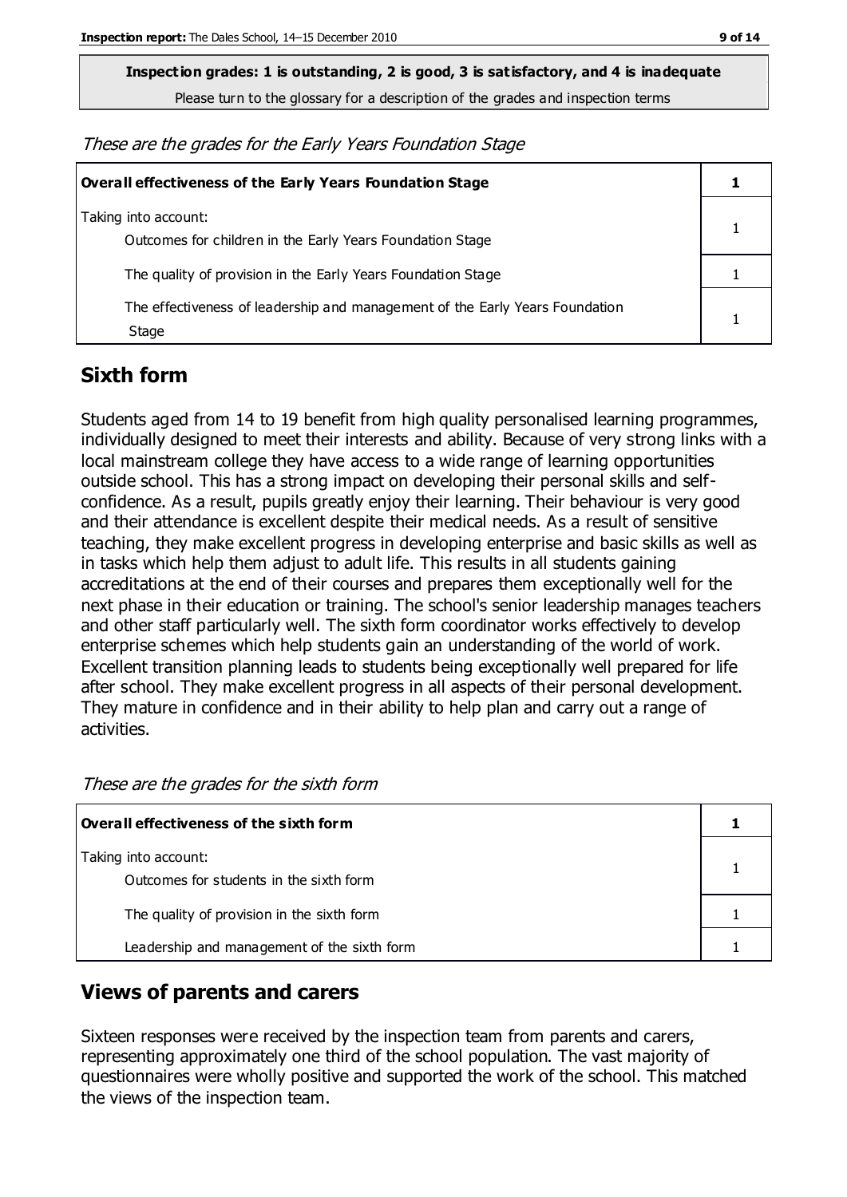**Inspection grades: 1 is outstanding, 2 is good, 3 is satisfactory, and 4 is inadequate**

Please turn to the glossary for a description of the grades and inspection terms

*These are the grades for the Early Years Foundation Stage*

| **Overall effectiveness of the Early Years Foundation Stage** | **1** |
|---|---|
| Taking into account: Outcomes for children in the Early Years Foundation Stage | 1 |
| The quality of provision in the Early Years Foundation Stage | 1 |
| The effectiveness of leadership and management of the Early Years Foundation Stage | 1 |

## Sixth form

Students aged from 14 to 19 benefit from high quality personalised learning programmes, individually designed to meet their interests and ability. Because of very strong links with a local mainstream college they have access to a wide range of learning opportunities outside school. This has a strong impact on developing their personal skills and self-confidence. As a result, pupils greatly enjoy their learning. Their behaviour is very good and their attendance is excellent despite their medical needs. As a result of sensitive teaching, they make excellent progress in developing enterprise and basic skills as well as in tasks which help them adjust to adult life. This results in all students gaining accreditations at the end of their courses and prepares them exceptionally well for the next phase in their education or training. The school's senior leadership manages teachers and other staff particularly well. The sixth form coordinator works effectively to develop enterprise schemes which help students gain an understanding of the world of work. Excellent transition planning leads to students being exceptionally well prepared for life after school. They make excellent progress in all aspects of their personal development. They mature in confidence and in their ability to help plan and carry out a range of activities.

*These are the grades for the sixth form*

| **Overall effectiveness of the sixth form** | **1** |
|---|---|
| Taking into account: Outcomes for students in the sixth form | 1 |
| The quality of provision in the sixth form | 1 |
| Leadership and management of the sixth form | 1 |

## Views of parents and carers

Sixteen responses were received by the inspection team from parents and carers, representing approximately one third of the school population. The vast majority of questionnaires were wholly positive and supported the work of the school. This matched the views of the inspection team.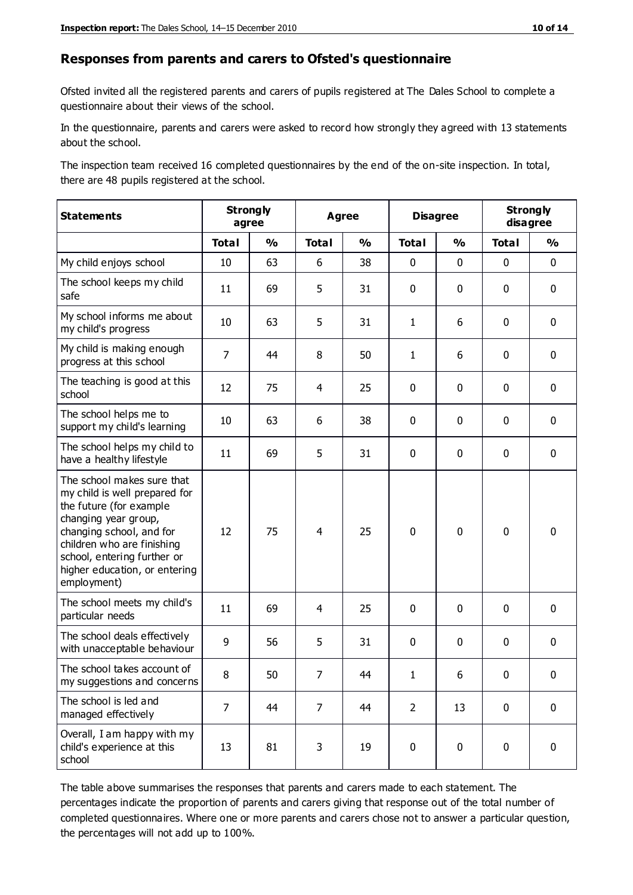## Responses from parents and carers to Ofsted's questionnaire

Ofsted invited all the registered parents and carers of pupils registered at The Dales School to complete a questionnaire about their views of the school.

In the questionnaire, parents and carers were asked to record how strongly they agreed with 13 statements about the school.

The inspection team received 16 completed questionnaires by the end of the on-site inspection. In total, there are 48 pupils registered at the school.

| Statements | Strongly agree | | Agree | | Disagree | | Strongly disagree | |
|---|---|---|---|---|---|---|---|---|
| | **Total** | **%** | **Total** | **%** | **Total** | **%** | **Total** | **%** |
| My child enjoys school | 10 | 63 | 6 | 38 | 0 | 0 | 0 | 0 |
| The school keeps my child safe | 11 | 69 | 5 | 31 | 0 | 0 | 0 | 0 |
| My school informs me about my child's progress | 10 | 63 | 5 | 31 | 1 | 6 | 0 | 0 |
| My child is making enough progress at this school | 7 | 44 | 8 | 50 | 1 | 6 | 0 | 0 |
| The teaching is good at this school | 12 | 75 | 4 | 25 | 0 | 0 | 0 | 0 |
| The school helps me to support my child's learning | 10 | 63 | 6 | 38 | 0 | 0 | 0 | 0 |
| The school helps my child to have a healthy lifestyle | 11 | 69 | 5 | 31 | 0 | 0 | 0 | 0 |
| The school makes sure that my child is well prepared for the future (for example changing year group, changing school, and for children who are finishing school, entering further or higher education, or entering employment) | 12 | 75 | 4 | 25 | 0 | 0 | 0 | 0 |
| The school meets my child's particular needs | 11 | 69 | 4 | 25 | 0 | 0 | 0 | 0 |
| The school deals effectively with unacceptable behaviour | 9 | 56 | 5 | 31 | 0 | 0 | 0 | 0 |
| The school takes account of my suggestions and concerns | 8 | 50 | 7 | 44 | 1 | 6 | 0 | 0 |
| The school is led and managed effectively | 7 | 44 | 7 | 44 | 2 | 13 | 0 | 0 |
| Overall, I am happy with my child's experience at this school | 13 | 81 | 3 | 19 | 0 | 0 | 0 | 0 |

The table above summarises the responses that parents and carers made to each statement. The percentages indicate the proportion of parents and carers giving that response out of the total number of completed questionnaires. Where one or more parents and carers chose not to answer a particular question, the percentages will not add up to 100%.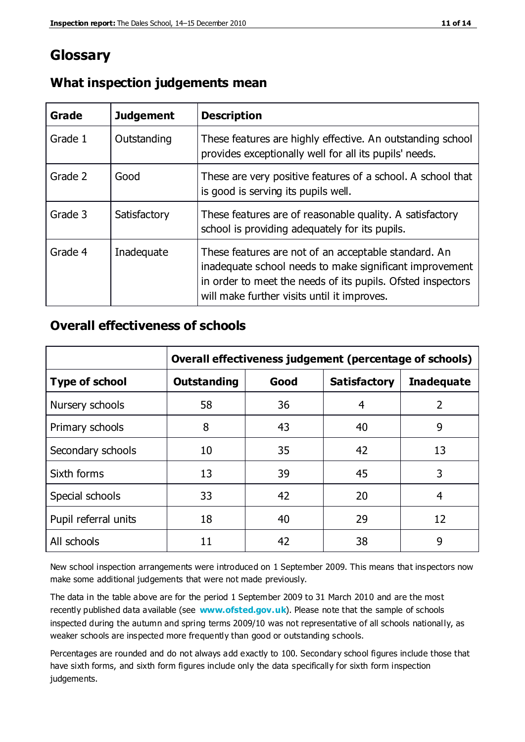# Glossary

## What inspection judgements mean

| Grade | Judgement | Description |
|---|---|---|
| Grade 1 | Outstanding | These features are highly effective. An outstanding school provides exceptionally well for all its pupils' needs. |
| Grade 2 | Good | These are very positive features of a school. A school that is good is serving its pupils well. |
| Grade 3 | Satisfactory | These features are of reasonable quality. A satisfactory school is providing adequately for its pupils. |
| Grade 4 | Inadequate | These features are not of an acceptable standard. An inadequate school needs to make significant improvement in order to meet the needs of its pupils. Ofsted inspectors will make further visits until it improves. |

## Overall effectiveness of schools

| | **Overall effectiveness judgement (percentage of schools)** | | | |
|---|---|---|---|---|
| **Type of school** | **Outstanding** | **Good** | **Satisfactory** | **Inadequate** |
| Nursery schools | 58 | 36 | 4 | 2 |
| Primary schools | 8 | 43 | 40 | 9 |
| Secondary schools | 10 | 35 | 42 | 13 |
| Sixth forms | 13 | 39 | 45 | 3 |
| Special schools | 33 | 42 | 20 | 4 |
| Pupil referral units | 18 | 40 | 29 | 12 |
| All schools | 11 | 42 | 38 | 9 |

New school inspection arrangements were introduced on 1 September 2009. This means that inspectors now make some additional judgements that were not made previously.

The data in the table above are for the period 1 September 2009 to 31 March 2010 and are the most recently published data available (see **www.ofsted.gov.uk**). Please note that the sample of schools inspected during the autumn and spring terms 2009/10 was not representative of all schools nationally, as weaker schools are inspected more frequently than good or outstanding schools.

Percentages are rounded and do not always add exactly to 100. Secondary school figures include those that have sixth forms, and sixth form figures include only the data specifically for sixth form inspection judgements.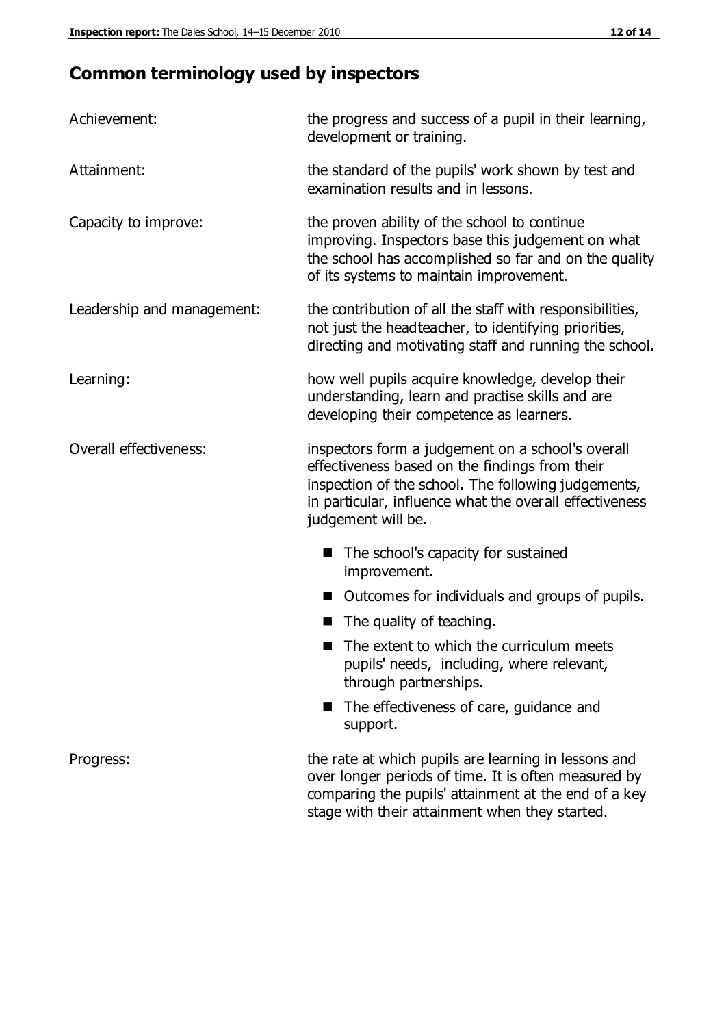## Common terminology used by inspectors

| | |
|---|---|
| Achievement: | the progress and success of a pupil in their learning, development or training. |
| Attainment: | the standard of the pupils' work shown by test and examination results and in lessons. |
| Capacity to improve: | the proven ability of the school to continue improving. Inspectors base this judgement on what the school has accomplished so far and on the quality of its systems to maintain improvement. |
| Leadership and management: | the contribution of all the staff with responsibilities, not just the headteacher, to identifying priorities, directing and motivating staff and running the school. |
| Learning: | how well pupils acquire knowledge, develop their understanding, learn and practise skills and are developing their competence as learners. |
| Overall effectiveness: | inspectors form a judgement on a school's overall effectiveness based on the findings from their inspection of the school. The following judgements, in particular, influence what the overall effectiveness judgement will be. |

- The school's capacity for sustained improvement.
- Outcomes for individuals and groups of pupils.
- The quality of teaching.
- The extent to which the curriculum meets pupils' needs, including, where relevant, through partnerships.
- The effectiveness of care, guidance and support.

| | |
|---|---|
| Progress: | the rate at which pupils are learning in lessons and over longer periods of time. It is often measured by comparing the pupils' attainment at the end of a key stage with their attainment when they started. |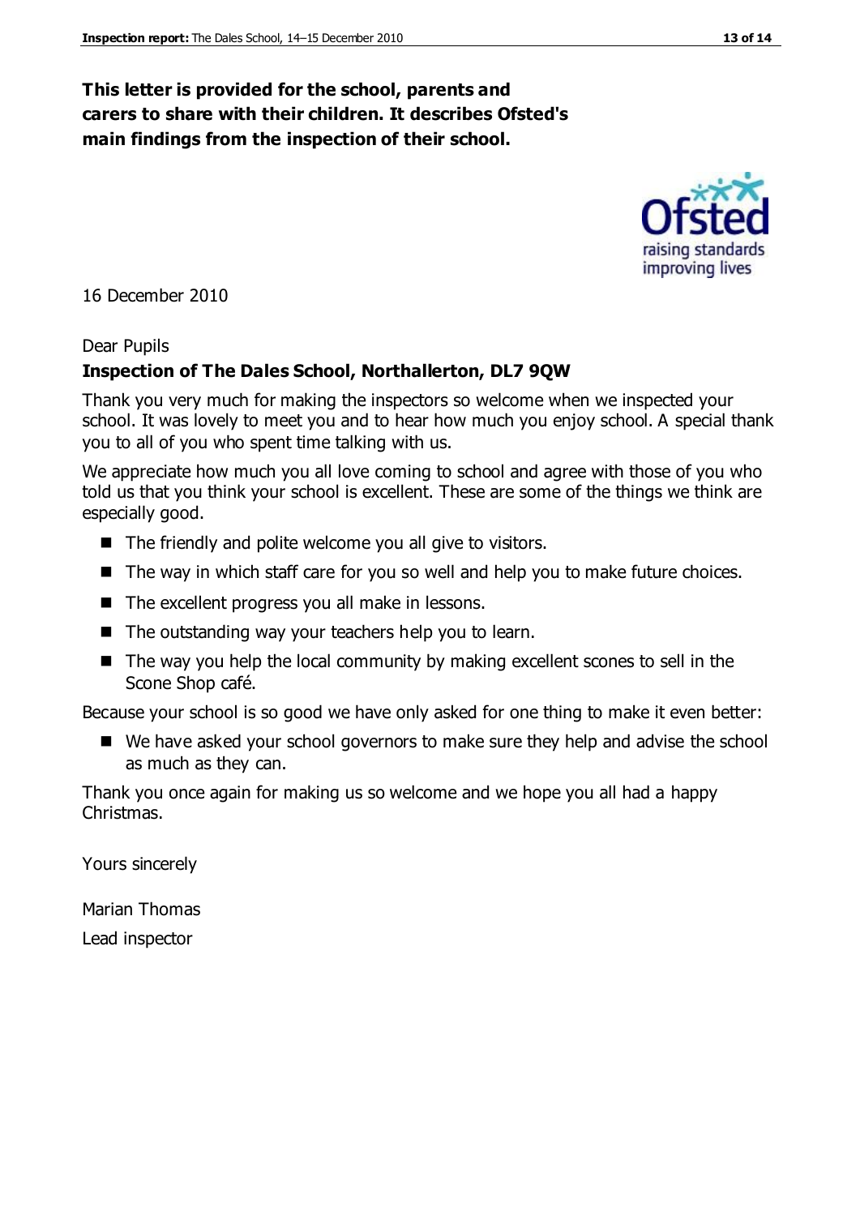**This letter is provided for the school, parents and carers to share with their children. It describes Ofsted's main findings from the inspection of their school.**

16 December 2010

Dear Pupils

**Inspection of The Dales School, Northallerton, DL7 9QW**

Thank you very much for making the inspectors so welcome when we inspected your school. It was lovely to meet you and to hear how much you enjoy school. A special thank you to all of you who spent time talking with us.

We appreciate how much you all love coming to school and agree with those of you who told us that you think your school is excellent. These are some of the things we think are especially good.

- The friendly and polite welcome you all give to visitors.
- The way in which staff care for you so well and help you to make future choices.
- The excellent progress you all make in lessons.
- The outstanding way your teachers help you to learn.
- The way you help the local community by making excellent scones to sell in the Scone Shop café.

Because your school is so good we have only asked for one thing to make it even better:

- We have asked your school governors to make sure they help and advise the school as much as they can.

Thank you once again for making us so welcome and we hope you all had a happy Christmas.

Yours sincerely

Marian Thomas

Lead inspector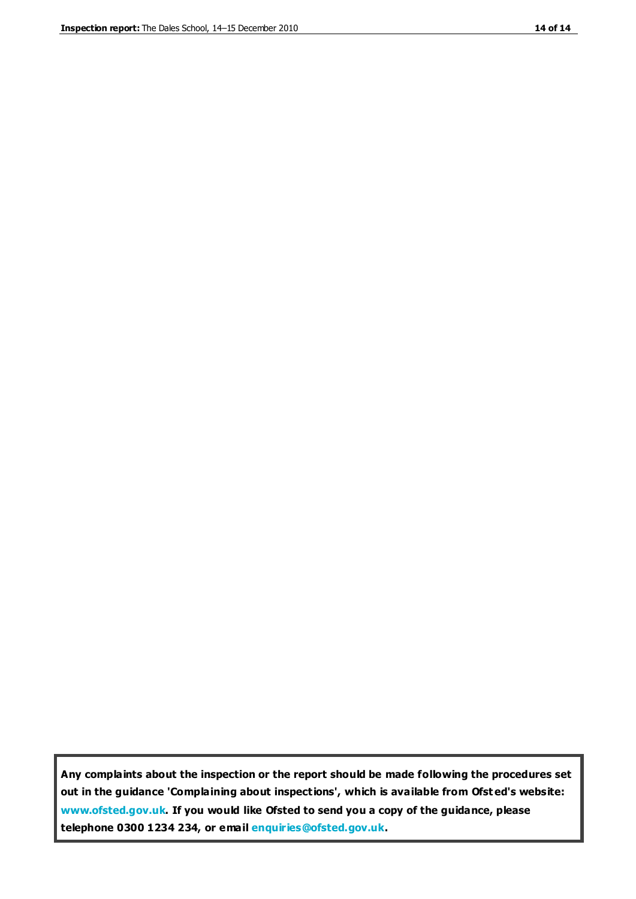**Any complaints about the inspection or the report should be made following the procedures set out in the guidance 'Complaining about inspections', which is available from Ofsted's website: www.ofsted.gov.uk. If you would like Ofsted to send you a copy of the guidance, please telephone 0300 1234 234, or email enquiries@ofsted.gov.uk.**